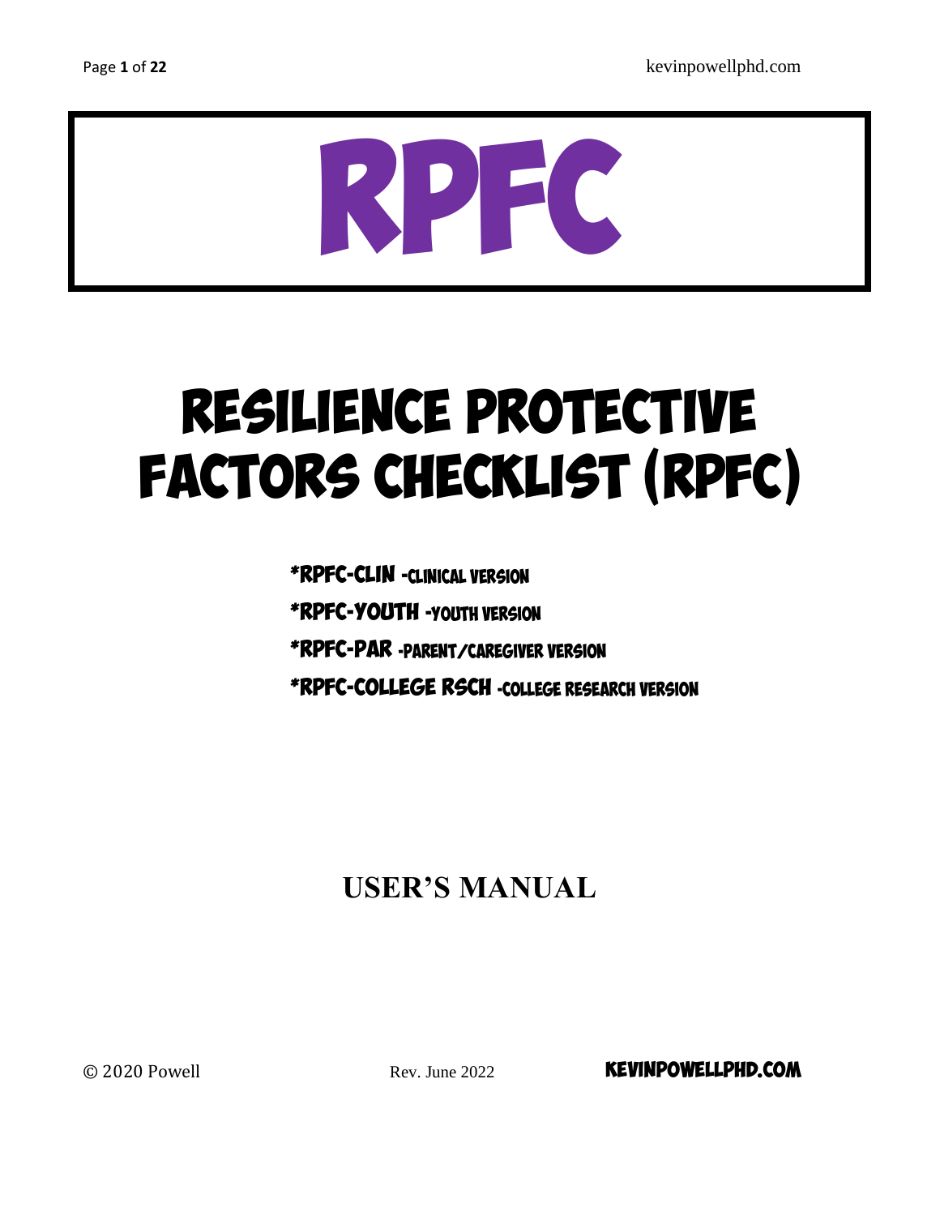# RPFC

# RESILIENCE PROTECTIVE FACTORS CHECKLIST (RPFC)

*RPFC-CLIN -CLINICAL VERSION

*RPFC-YOUTH -YOUTH VERSION

*RPFC-PAR -PARENT/CAREGIVER VERSION

*RPFC-COLLEGE RSCH -COLLEGE RESEARCH VERSION

## USER'S MANUAL

© 2020 Powell

Rev. June 2022

KEVINPOWELLPHD.COM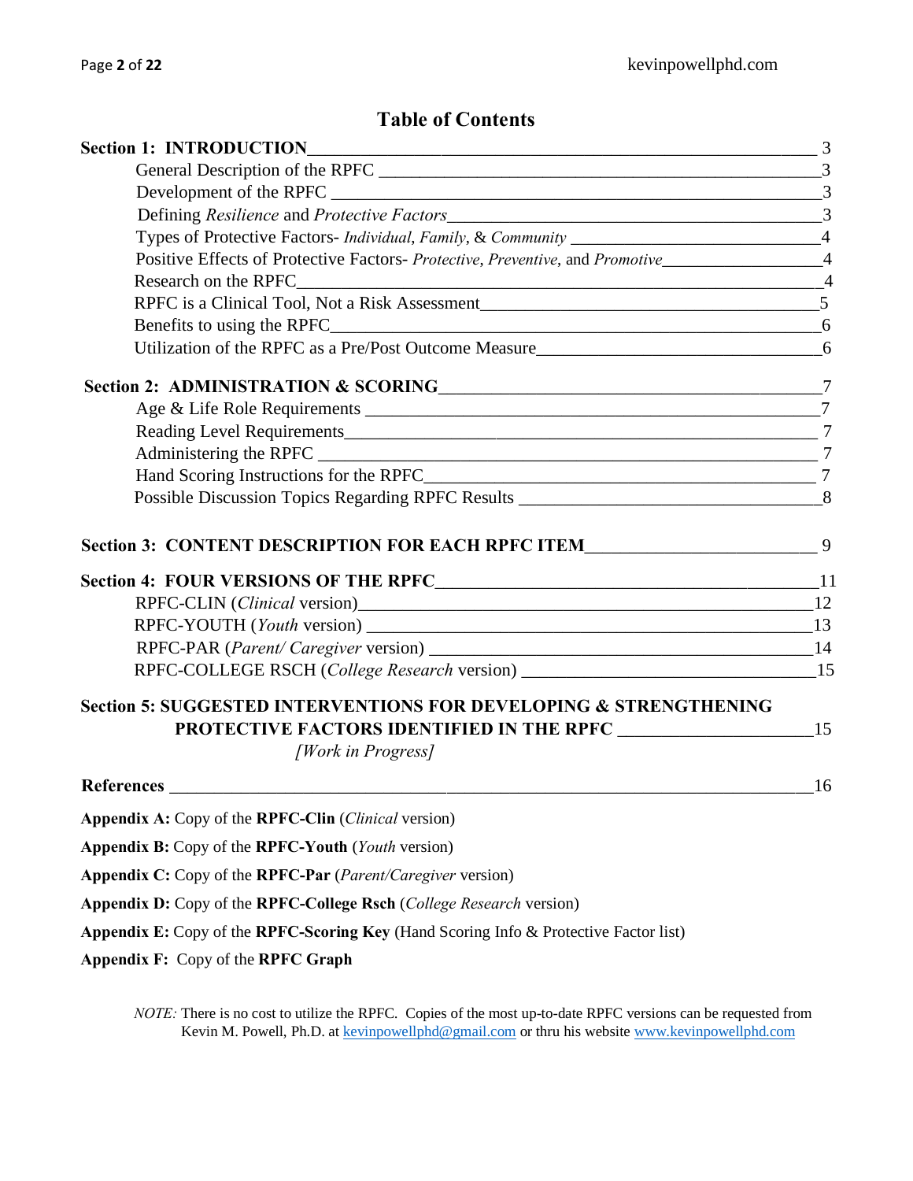# Table of Contents

**Section 1: INTRODUCTION** — 3

- General Description of the RPFC — 3
- Development of the RPFC — 3
- Defining *Resilience* and *Protective Factors* — 3
- Types of Protective Factors- *Individual*, *Family*, & *Community* — 4
- Positive Effects of Protective Factors- *Protective*, *Preventive*, and *Promotive* — 4
- Research on the RPFC — 4
- RPFC is a Clinical Tool, Not a Risk Assessment — 5
- Benefits to using the RPFC — 6
- Utilization of the RPFC as a Pre/Post Outcome Measure — 6

**Section 2: ADMINISTRATION & SCORING** — 7

- Age & Life Role Requirements — 7
- Reading Level Requirements — 7
- Administering the RPFC — 7
- Hand Scoring Instructions for the RPFC — 7
- Possible Discussion Topics Regarding RPFC Results — 8

**Section 3: CONTENT DESCRIPTION FOR EACH RPFC ITEM** — 9

**Section 4: FOUR VERSIONS OF THE RPFC** — 11

- RPFC-CLIN (*Clinical* version) — 12
- RPFC-YOUTH (*Youth* version) — 13
- RPFC-PAR (*Parent/ Caregiver* version) — 14
- RPFC-COLLEGE RSCH (*College Research* version) — 15

**Section 5: SUGGESTED INTERVENTIONS FOR DEVELOPING & STRENGTHENING PROTECTIVE FACTORS IDENTIFIED IN THE RPFC** — 15
*[Work in Progress]*

**References** — 16

**Appendix A:** Copy of the **RPFC-Clin** (*Clinical* version)

**Appendix B:** Copy of the **RPFC-Youth** (*Youth* version)

**Appendix C:** Copy of the **RPFC-Par** (*Parent/Caregiver* version)

**Appendix D:** Copy of the **RPFC-College Rsch** (*College Research* version)

**Appendix E:** Copy of the **RPFC-Scoring Key** (Hand Scoring Info & Protective Factor list)

**Appendix F:** Copy of the **RPFC Graph**

*NOTE:* There is no cost to utilize the RPFC. Copies of the most up-to-date RPFC versions can be requested from Kevin M. Powell, Ph.D. at kevinpowellphd@gmail.com or thru his website www.kevinpowellphd.com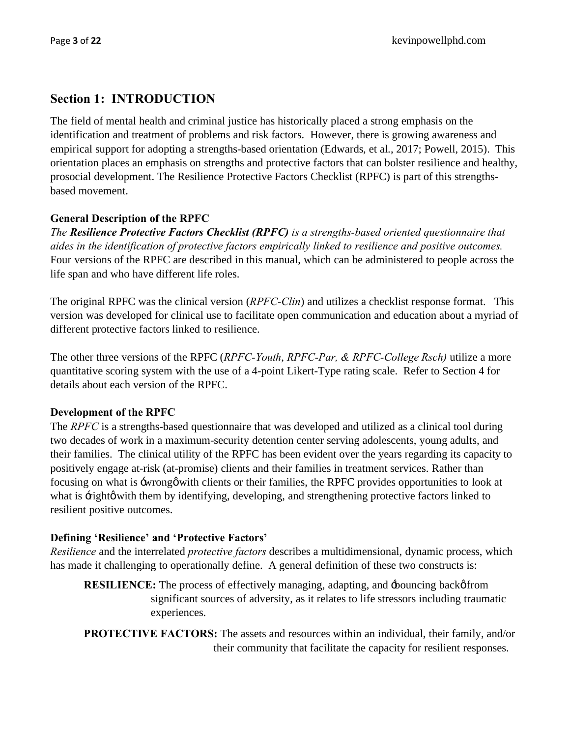## Section 1: INTRODUCTION

The field of mental health and criminal justice has historically placed a strong emphasis on the identification and treatment of problems and risk factors. However, there is growing awareness and empirical support for adopting a strengths-based orientation (Edwards, et al., 2017; Powell, 2015). This orientation places an emphasis on strengths and protective factors that can bolster resilience and healthy, prosocial development. The Resilience Protective Factors Checklist (RPFC) is part of this strengths-based movement.

### General Description of the RPFC

*The **Resilience Protective Factors Checklist (RPFC)** is a strengths-based oriented questionnaire that aides in the identification of protective factors empirically linked to resilience and positive outcomes.* Four versions of the RPFC are described in this manual, which can be administered to people across the life span and who have different life roles.

The original RPFC was the clinical version (*RPFC-Clin*) and utilizes a checklist response format. This version was developed for clinical use to facilitate open communication and education about a myriad of different protective factors linked to resilience.

The other three versions of the RPFC (*RPFC-Youth*, *RPFC-Par, & RPFC-College Rsch)* utilize a more quantitative scoring system with the use of a 4-point Likert-Type rating scale. Refer to Section 4 for details about each version of the RPFC.

### Development of the RPFC

The *RPFC* is a strengths-based questionnaire that was developed and utilized as a clinical tool during two decades of work in a maximum-security detention center serving adolescents, young adults, and their families. The clinical utility of the RPFC has been evident over the years regarding its capacity to positively engage at-risk (at-promise) clients and their families in treatment services. Rather than focusing on what is 'wrong' with clients or their families, the RPFC provides opportunities to look at what is 'right' with them by identifying, developing, and strengthening protective factors linked to resilient positive outcomes.

### Defining 'Resilience' and 'Protective Factors'

*Resilience* and the interrelated *protective factors* describes a multidimensional, dynamic process, which has made it challenging to operationally define. A general definition of these two constructs is:

**RESILIENCE:** The process of effectively managing, adapting, and 'bouncing back' from significant sources of adversity, as it relates to life stressors including traumatic experiences.

**PROTECTIVE FACTORS:** The assets and resources within an individual, their family, and/or their community that facilitate the capacity for resilient responses.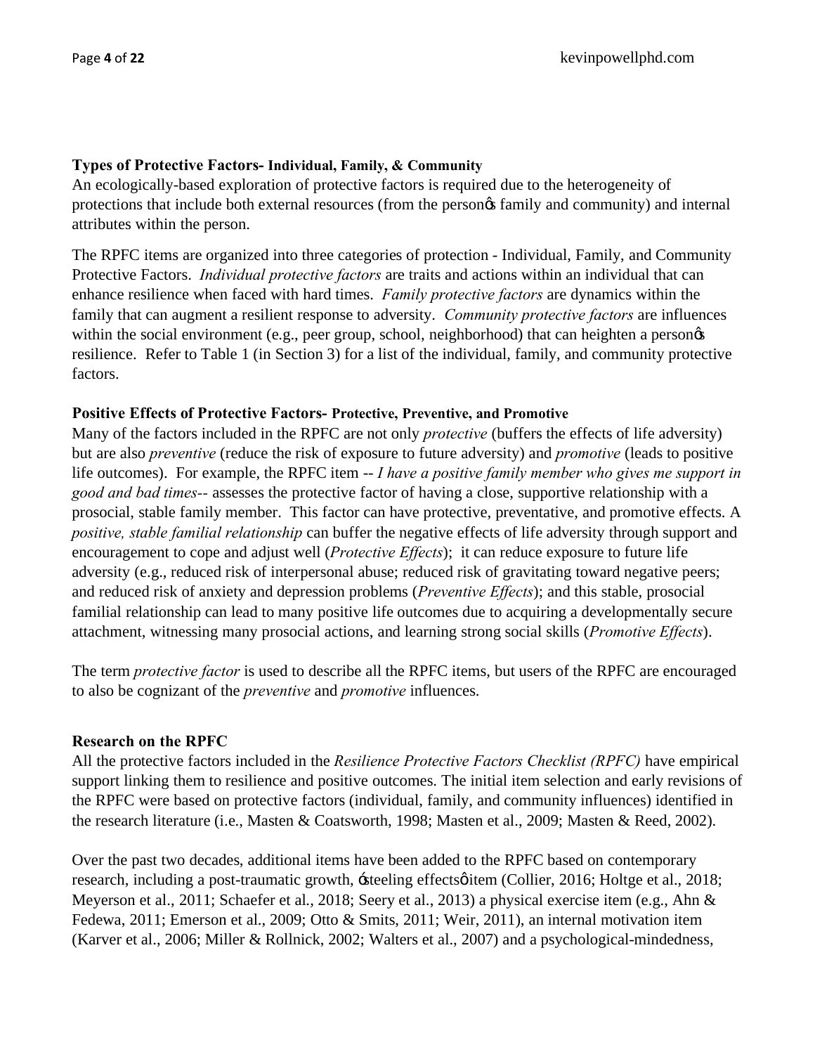**Types of Protective Factors- Individual, Family, & Community**

An ecologically-based exploration of protective factors is required due to the heterogeneity of protections that include both external resources (from the personφs family and community) and internal attributes within the person.

The RPFC items are organized into three categories of protection - Individual, Family, and Community Protective Factors. *Individual protective factors* are traits and actions within an individual that can enhance resilience when faced with hard times. *Family protective factors* are dynamics within the family that can augment a resilient response to adversity. *Community protective factors* are influences within the social environment (e.g., peer group, school, neighborhood) that can heighten a personφs resilience. Refer to Table 1 (in Section 3) for a list of the individual, family, and community protective factors.

**Positive Effects of Protective Factors- Protective, Preventive, and Promotive**

Many of the factors included in the RPFC are not only *protective* (buffers the effects of life adversity) but are also *preventive* (reduce the risk of exposure to future adversity) and *promotive* (leads to positive life outcomes). For example, the RPFC item -- *I have a positive family member who gives me support in good and bad times--* assesses the protective factor of having a close, supportive relationship with a prosocial, stable family member. This factor can have protective, preventative, and promotive effects. A *positive, stable familial relationship* can buffer the negative effects of life adversity through support and encouragement to cope and adjust well (*Protective Effects*); it can reduce exposure to future life adversity (e.g., reduced risk of interpersonal abuse; reduced risk of gravitating toward negative peers; and reduced risk of anxiety and depression problems (*Preventive Effects*); and this stable, prosocial familial relationship can lead to many positive life outcomes due to acquiring a developmentally secure attachment, witnessing many prosocial actions, and learning strong social skills (*Promotive Effects*).

The term *protective factor* is used to describe all the RPFC items, but users of the RPFC are encouraged to also be cognizant of the *preventive* and *promotive* influences.

**Research on the RPFC**

All the protective factors included in the *Resilience Protective Factors Checklist (RPFC)* have empirical support linking them to resilience and positive outcomes. The initial item selection and early revisions of the RPFC were based on protective factors (individual, family, and community influences) identified in the research literature (i.e., Masten & Coatsworth, 1998; Masten et al., 2009; Masten & Reed, 2002).

Over the past two decades, additional items have been added to the RPFC based on contemporary research, including a post-traumatic growth, ‵steeling effects′ item (Collier, 2016; Holtge et al., 2018; Meyerson et al., 2011; Schaefer et al., 2018; Seery et al., 2013) a physical exercise item (e.g., Ahn & Fedewa, 2011; Emerson et al., 2009; Otto & Smits, 2011; Weir, 2011), an internal motivation item (Karver et al., 2006; Miller & Rollnick, 2002; Walters et al., 2007) and a psychological-mindedness,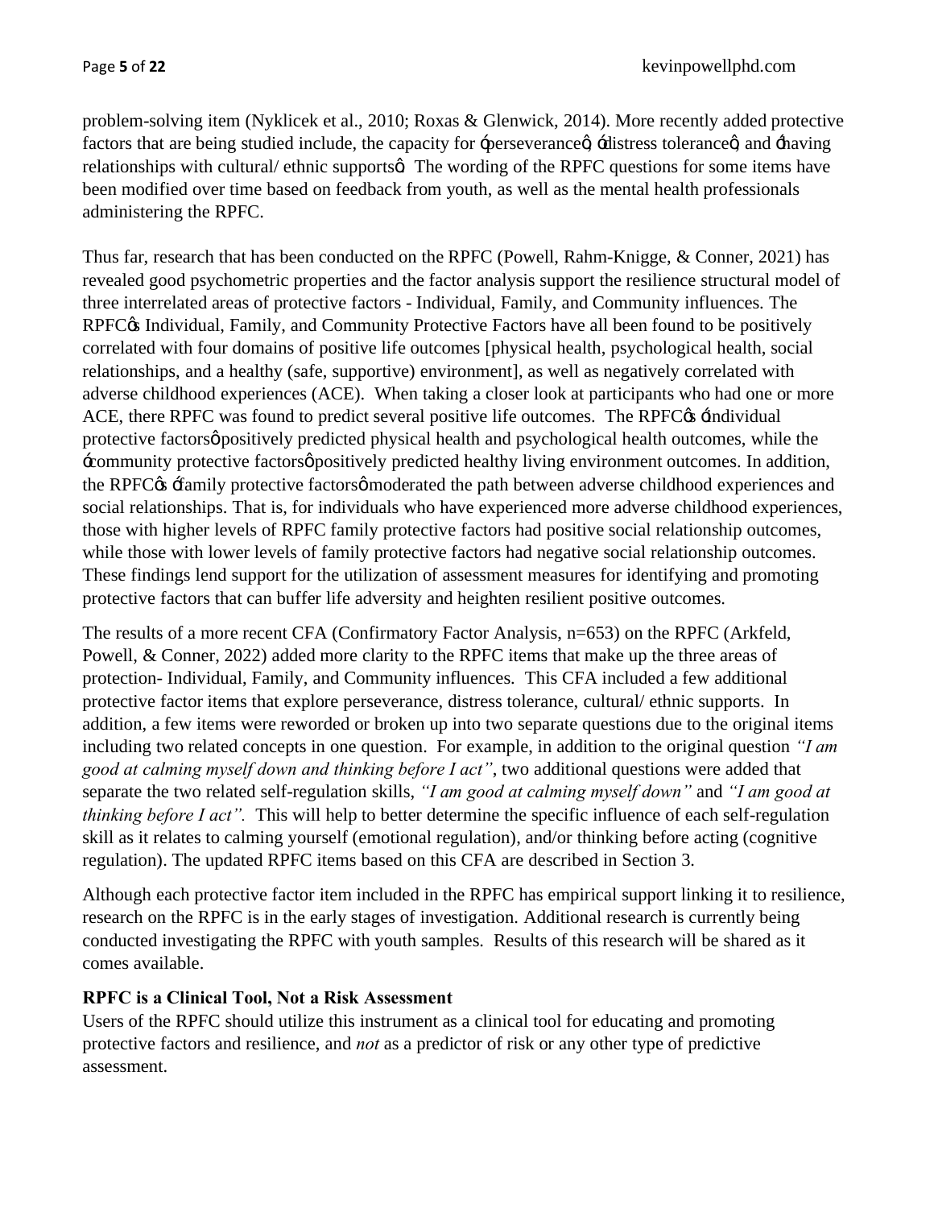problem-solving item (Nyklicek et al., 2010; Roxas & Glenwick, 2014). More recently added protective factors that are being studied include, the capacity for 'perseverance', 'distress tolerance', and 'having relationships with cultural/ ethnic supports'. The wording of the RPFC questions for some items have been modified over time based on feedback from youth, as well as the mental health professionals administering the RPFC.

Thus far, research that has been conducted on the RPFC (Powell, Rahm-Knigge, & Conner, 2021) has revealed good psychometric properties and the factor analysis support the resilience structural model of three interrelated areas of protective factors - Individual, Family, and Community influences. The RPFC's Individual, Family, and Community Protective Factors have all been found to be positively correlated with four domains of positive life outcomes [physical health, psychological health, social relationships, and a healthy (safe, supportive) environment], as well as negatively correlated with adverse childhood experiences (ACE). When taking a closer look at participants who had one or more ACE, there RPFC was found to predict several positive life outcomes. The RPFC's 'individual protective factors' positively predicted physical health and psychological health outcomes, while the 'community protective factors' positively predicted healthy living environment outcomes. In addition, the RPFC's 'family protective factors' moderated the path between adverse childhood experiences and social relationships. That is, for individuals who have experienced more adverse childhood experiences, those with higher levels of RPFC family protective factors had positive social relationship outcomes, while those with lower levels of family protective factors had negative social relationship outcomes. These findings lend support for the utilization of assessment measures for identifying and promoting protective factors that can buffer life adversity and heighten resilient positive outcomes.

The results of a more recent CFA (Confirmatory Factor Analysis, n=653) on the RPFC (Arkfeld, Powell, & Conner, 2022) added more clarity to the RPFC items that make up the three areas of protection- Individual, Family, and Community influences. This CFA included a few additional protective factor items that explore perseverance, distress tolerance, cultural/ ethnic supports. In addition, a few items were reworded or broken up into two separate questions due to the original items including two related concepts in one question. For example, in addition to the original question *"I am good at calming myself down and thinking before I act"*, two additional questions were added that separate the two related self-regulation skills, *"I am good at calming myself down"* and *"I am good at thinking before I act".* This will help to better determine the specific influence of each self-regulation skill as it relates to calming yourself (emotional regulation), and/or thinking before acting (cognitive regulation). The updated RPFC items based on this CFA are described in Section 3.

Although each protective factor item included in the RPFC has empirical support linking it to resilience, research on the RPFC is in the early stages of investigation. Additional research is currently being conducted investigating the RPFC with youth samples. Results of this research will be shared as it comes available.

**RPFC is a Clinical Tool, Not a Risk Assessment**

Users of the RPFC should utilize this instrument as a clinical tool for educating and promoting protective factors and resilience, and *not* as a predictor of risk or any other type of predictive assessment.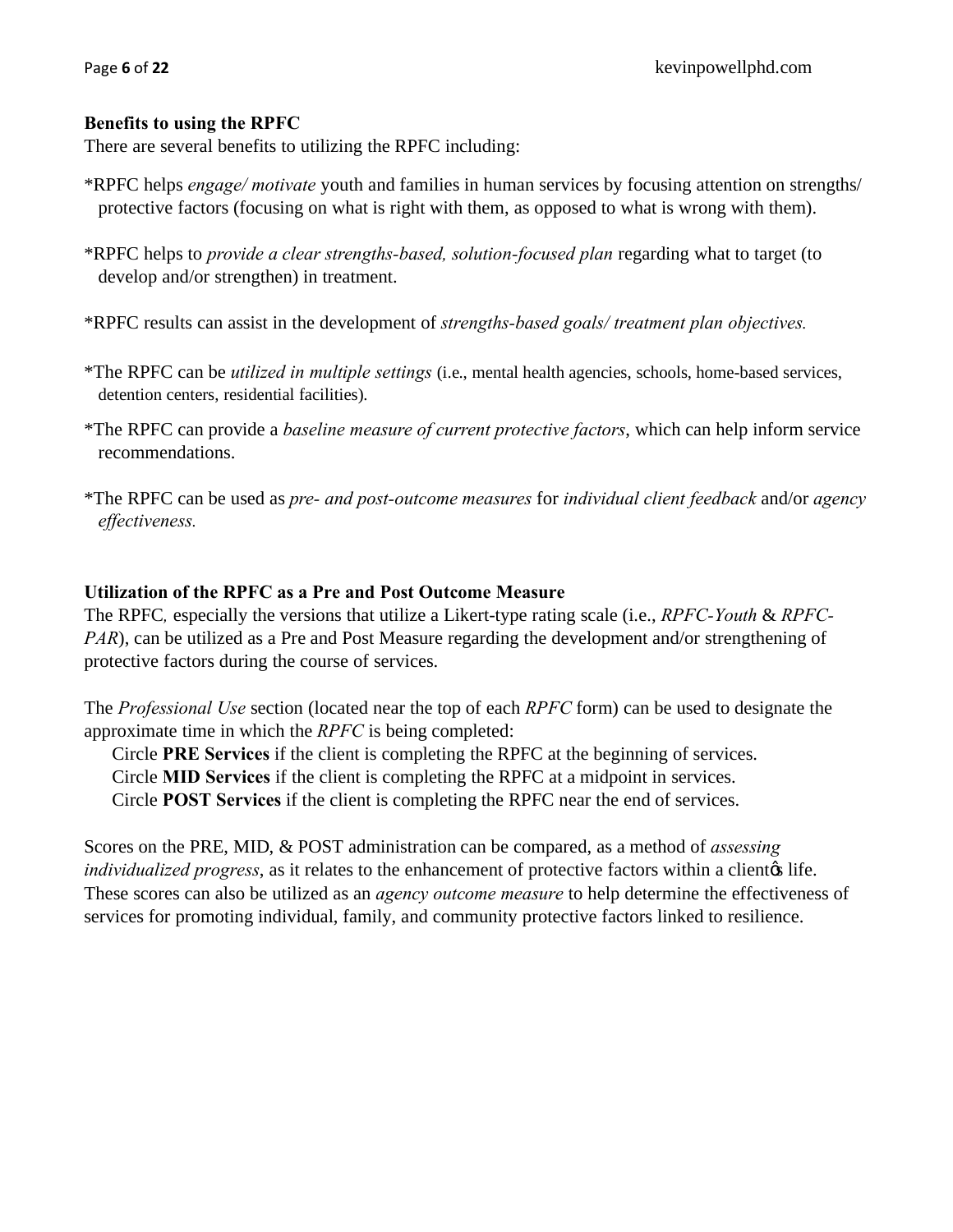**Benefits to using the RPFC**

There are several benefits to utilizing the RPFC including:

*RPFC helps *engage/ motivate* youth and families in human services by focusing attention on strengths/ protective factors (focusing on what is right with them, as opposed to what is wrong with them).

*RPFC helps to *provide a clear strengths-based, solution-focused plan* regarding what to target (to develop and/or strengthen) in treatment.

*RPFC results can assist in the development of *strengths-based goals/ treatment plan objectives.*

*The RPFC can be *utilized in multiple settings* (i.e., mental health agencies, schools, home-based services, detention centers, residential facilities).

*The RPFC can provide a *baseline measure of current protective factors*, which can help inform service recommendations.

*The RPFC can be used as *pre- and post-outcome measures* for *individual client feedback* and/or *agency effectiveness.*

**Utilization of the RPFC as a Pre and Post Outcome Measure**

The RPFC, especially the versions that utilize a Likert-type rating scale (i.e., *RPFC-Youth* & *RPFC-PAR*), can be utilized as a Pre and Post Measure regarding the development and/or strengthening of protective factors during the course of services.

The *Professional Use* section (located near the top of each *RPFC* form) can be used to designate the approximate time in which the *RPFC* is being completed:

Circle **PRE Services** if the client is completing the RPFC at the beginning of services.
Circle **MID Services** if the client is completing the RPFC at a midpoint in services.
Circle **POST Services** if the client is completing the RPFC near the end of services.

Scores on the PRE, MID, & POST administration can be compared, as a method of *assessing individualized progress*, as it relates to the enhancement of protective factors within a client's life. These scores can also be utilized as an *agency outcome measure* to help determine the effectiveness of services for promoting individual, family, and community protective factors linked to resilience.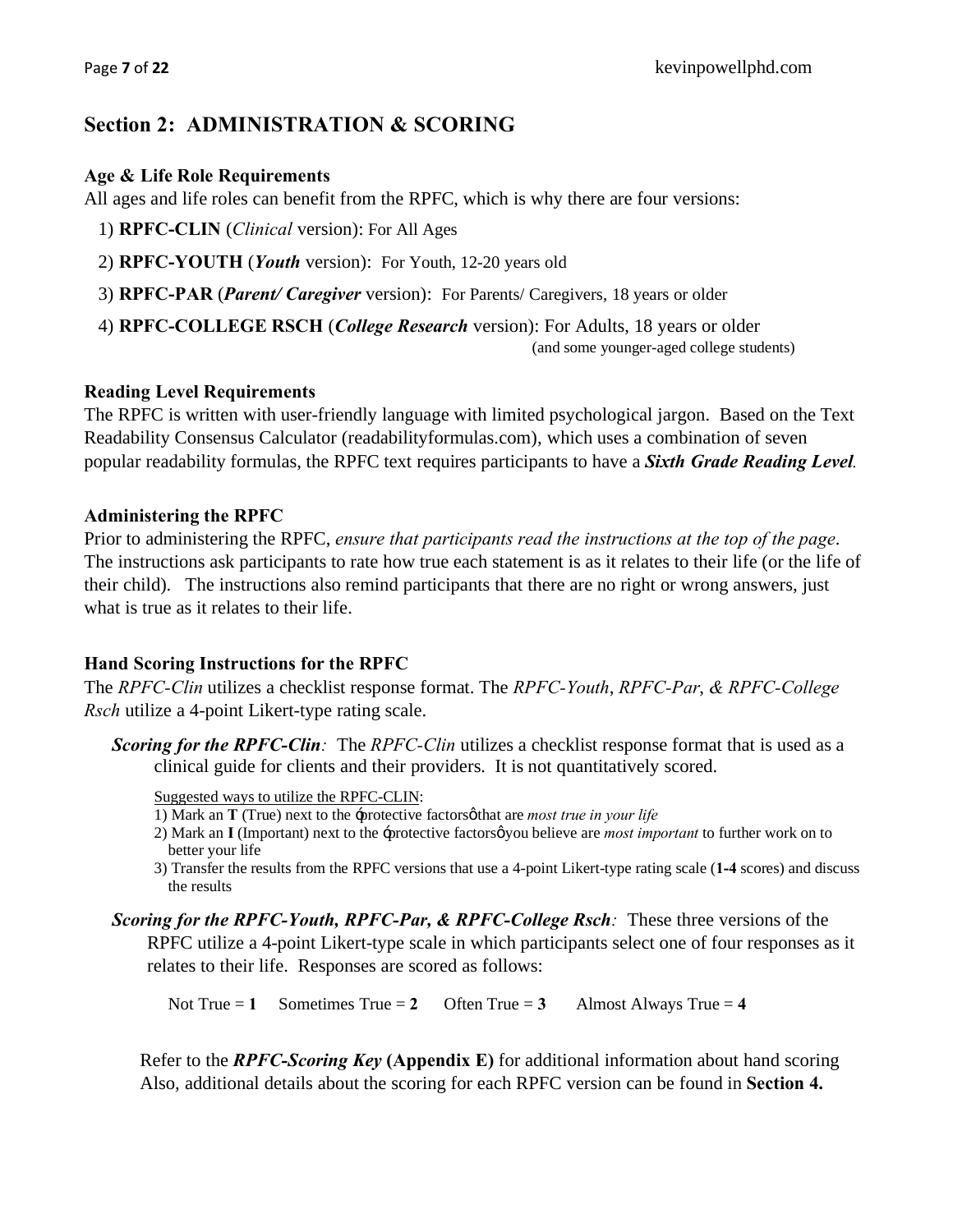## Section 2: ADMINISTRATION & SCORING

**Age & Life Role Requirements**

All ages and life roles can benefit from the RPFC, which is why there are four versions:

1) **RPFC-CLIN** (*Clinical* version): For All Ages
2) **RPFC-YOUTH** (***Youth*** version): For Youth, 12-20 years old
3) **RPFC-PAR** (***Parent/ Caregiver*** version): For Parents/ Caregivers, 18 years or older
4) **RPFC-COLLEGE RSCH** (***College Research*** version): For Adults, 18 years or older (and some younger-aged college students)

**Reading Level Requirements**

The RPFC is written with user-friendly language with limited psychological jargon. Based on the Text Readability Consensus Calculator (readabilityformulas.com), which uses a combination of seven popular readability formulas, the RPFC text requires participants to have a ***Sixth Grade Reading Level***.

**Administering the RPFC**

Prior to administering the RPFC, *ensure that participants read the instructions at the top of the page*. The instructions ask participants to rate how true each statement is as it relates to their life (or the life of their child). The instructions also remind participants that there are no right or wrong answers, just what is true as it relates to their life.

**Hand Scoring Instructions for the RPFC**

The *RPFC-Clin* utilizes a checklist response format. The *RPFC-Youth*, *RPFC-Par, & RPFC-College Rsch* utilize a 4-point Likert-type rating scale.

***Scoring for the RPFC-Clin**:* The *RPFC-Clin* utilizes a checklist response format that is used as a clinical guide for clients and their providers. It is not quantitatively scored.

Suggested ways to utilize the RPFC-CLIN:

1) Mark an **T** (True) next to the 'protective factors' that are *most true in your life*
2) Mark an **I** (Important) next to the 'protective factors' you believe are *most important* to further work on to better your life
3) Transfer the results from the RPFC versions that use a 4-point Likert-type rating scale (**1-4** scores) and discuss the results

***Scoring for the RPFC-Youth, RPFC-Par, & RPFC-College Rsch**:* These three versions of the RPFC utilize a 4-point Likert-type scale in which participants select one of four responses as it relates to their life. Responses are scored as follows:

Not True = **1** Sometimes True = **2** Often True = **3** Almost Always True = **4**

Refer to the ***RPFC-Scoring Key*** **(Appendix E)** for additional information about hand scoring Also, additional details about the scoring for each RPFC version can be found in **Section 4.**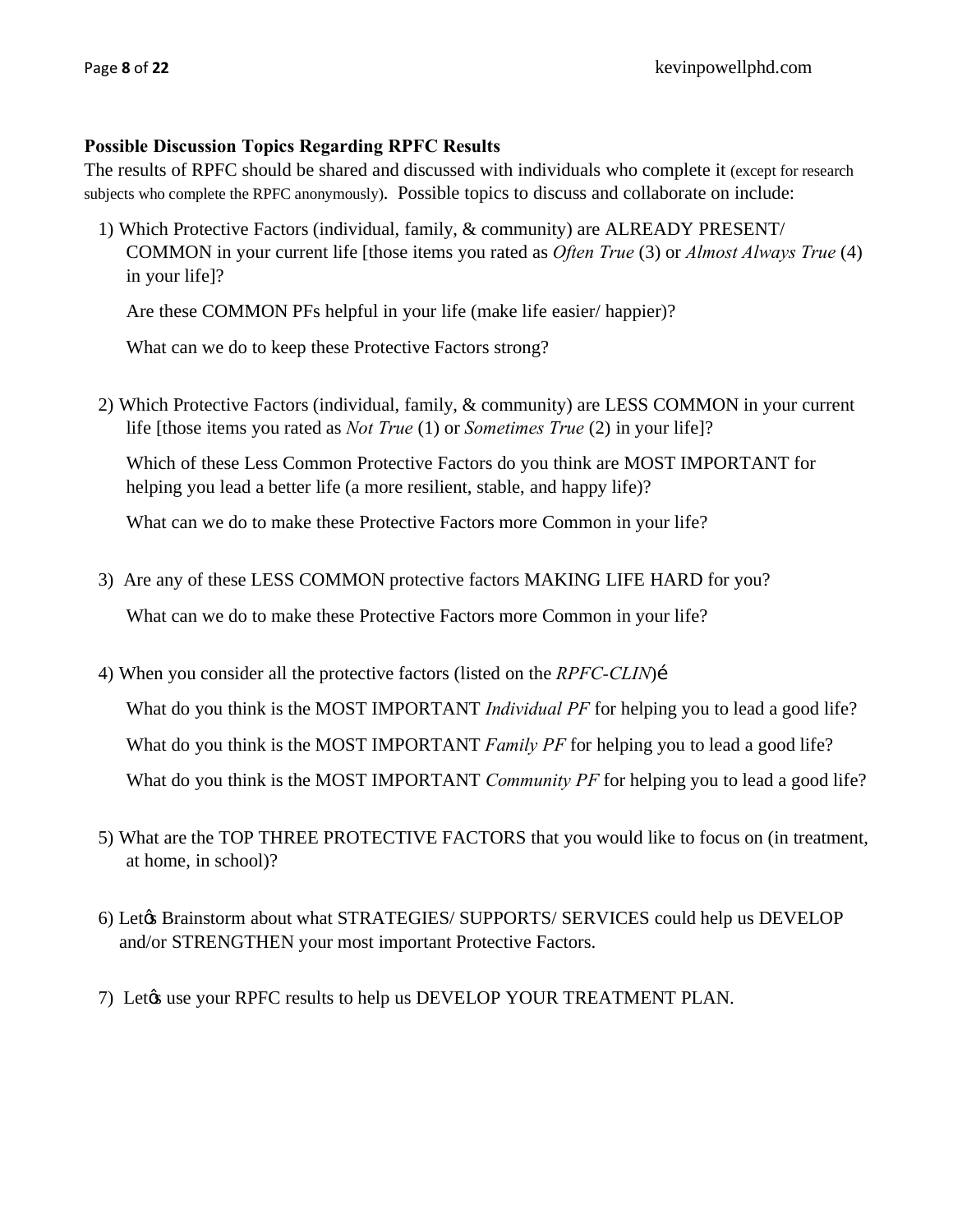**Possible Discussion Topics Regarding RPFC Results**

The results of RPFC should be shared and discussed with individuals who complete it (except for research subjects who complete the RPFC anonymously). Possible topics to discuss and collaborate on include:

1) Which Protective Factors (individual, family, & community) are ALREADY PRESENT/ COMMON in your current life [those items you rated as *Often True* (3) or *Almost Always True* (4) in your life]?

   Are these COMMON PFs helpful in your life (make life easier/ happier)?

   What can we do to keep these Protective Factors strong?

2) Which Protective Factors (individual, family, & community) are LESS COMMON in your current life [those items you rated as *Not True* (1) or *Sometimes True* (2) in your life]?

   Which of these Less Common Protective Factors do you think are MOST IMPORTANT for helping you lead a better life (a more resilient, stable, and happy life)?

   What can we do to make these Protective Factors more Common in your life?

3) Are any of these LESS COMMON protective factors MAKING LIFE HARD for you?

   What can we do to make these Protective Factors more Common in your life?

4) When you consider all the protective factors (listed on the *RPFC-CLIN*)…

   What do you think is the MOST IMPORTANT *Individual PF* for helping you to lead a good life?

   What do you think is the MOST IMPORTANT *Family PF* for helping you to lead a good life?

   What do you think is the MOST IMPORTANT *Community PF* for helping you to lead a good life?

5) What are the TOP THREE PROTECTIVE FACTORS that you would like to focus on (in treatment, at home, in school)?

6) Let's Brainstorm about what STRATEGIES/ SUPPORTS/ SERVICES could help us DEVELOP and/or STRENGTHEN your most important Protective Factors.

7) Let's use your RPFC results to help us DEVELOP YOUR TREATMENT PLAN.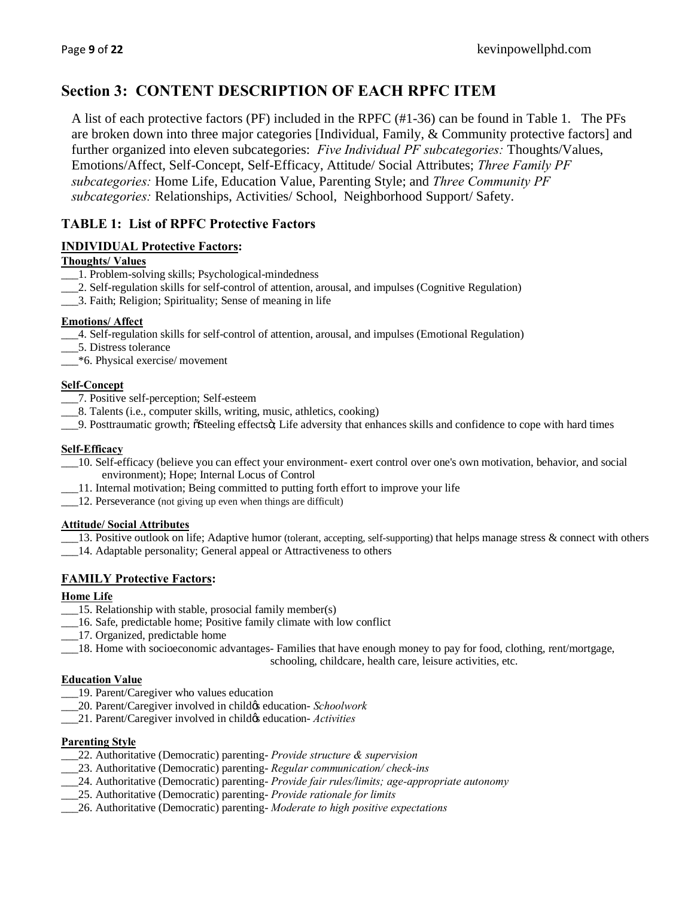## Section 3: CONTENT DESCRIPTION OF EACH RPFC ITEM

A list of each protective factors (PF) included in the RPFC (#1-36) can be found in Table 1. The PFs are broken down into three major categories [Individual, Family, & Community protective factors] and further organized into eleven subcategories: *Five Individual PF subcategories:* Thoughts/Values, Emotions/Affect, Self-Concept, Self-Efficacy, Attitude/ Social Attributes; *Three Family PF subcategories:* Home Life, Education Value, Parenting Style; and *Three Community PF subcategories:* Relationships, Activities/ School, Neighborhood Support/ Safety.

### TABLE 1: List of RPFC Protective Factors

**INDIVIDUAL Protective Factors:**

**Thoughts/ Values**

___1. Problem-solving skills; Psychological-mindedness
___2. Self-regulation skills for self-control of attention, arousal, and impulses (Cognitive Regulation)
___3. Faith; Religion; Spirituality; Sense of meaning in life

**Emotions/ Affect**

___4. Self-regulation skills for self-control of attention, arousal, and impulses (Emotional Regulation)
___5. Distress tolerance
___*6. Physical exercise/ movement

**Self-Concept**

___7. Positive self-perception; Self-esteem
___8. Talents (i.e., computer skills, writing, music, athletics, cooking)
___9. Posttraumatic growth; "Steeling effects"; Life adversity that enhances skills and confidence to cope with hard times

**Self-Efficacy**

___10. Self-efficacy (believe you can effect your environment- exert control over one's own motivation, behavior, and social environment); Hope; Internal Locus of Control
___11. Internal motivation; Being committed to putting forth effort to improve your life
___12. Perseverance (not giving up even when things are difficult)

**Attitude/ Social Attributes**

___13. Positive outlook on life; Adaptive humor (tolerant, accepting, self-supporting) that helps manage stress & connect with others
___14. Adaptable personality; General appeal or Attractiveness to others

**FAMILY Protective Factors:**

**Home Life**

___15. Relationship with stable, prosocial family member(s)
___16. Safe, predictable home; Positive family climate with low conflict
___17. Organized, predictable home
___18. Home with socioeconomic advantages- Families that have enough money to pay for food, clothing, rent/mortgage, schooling, childcare, health care, leisure activities, etc.

**Education Value**

___19. Parent/Caregiver who values education
___20. Parent/Caregiver involved in child's education- *Schoolwork*
___21. Parent/Caregiver involved in child's education- *Activities*

**Parenting Style**

___22. Authoritative (Democratic) parenting- *Provide structure & supervision*
___23. Authoritative (Democratic) parenting- *Regular communication/ check-ins*
___24. Authoritative (Democratic) parenting- *Provide fair rules/limits; age-appropriate autonomy*
___25. Authoritative (Democratic) parenting- *Provide rationale for limits*
___26. Authoritative (Democratic) parenting- *Moderate to high positive expectations*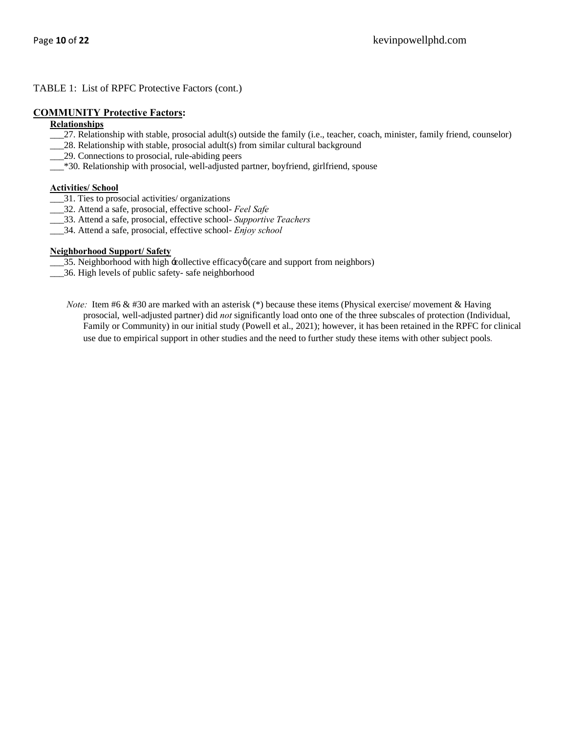TABLE 1: List of RPFC Protective Factors (cont.)

## COMMUNITY Protective Factors:

### Relationships

___27. Relationship with stable, prosocial adult(s) outside the family (i.e., teacher, coach, minister, family friend, counselor)
___28. Relationship with stable, prosocial adult(s) from similar cultural background
___29. Connections to prosocial, rule-abiding peers
___*30. Relationship with prosocial, well-adjusted partner, boyfriend, girlfriend, spouse

### Activities/ School

___31. Ties to prosocial activities/ organizations
___32. Attend a safe, prosocial, effective school- *Feel Safe*
___33. Attend a safe, prosocial, effective school- *Supportive Teachers*
___34. Attend a safe, prosocial, effective school- *Enjoy school*

### Neighborhood Support/ Safety

___35. Neighborhood with high 'collective efficacy' (care and support from neighbors)
___36. High levels of public safety- safe neighborhood

*Note:* Item #6 & #30 are marked with an asterisk (*) because these items (Physical exercise/ movement & Having prosocial, well-adjusted partner) did *not* significantly load onto one of the three subscales of protection (Individual, Family or Community) in our initial study (Powell et al., 2021); however, it has been retained in the RPFC for clinical use due to empirical support in other studies and the need to further study these items with other subject pools.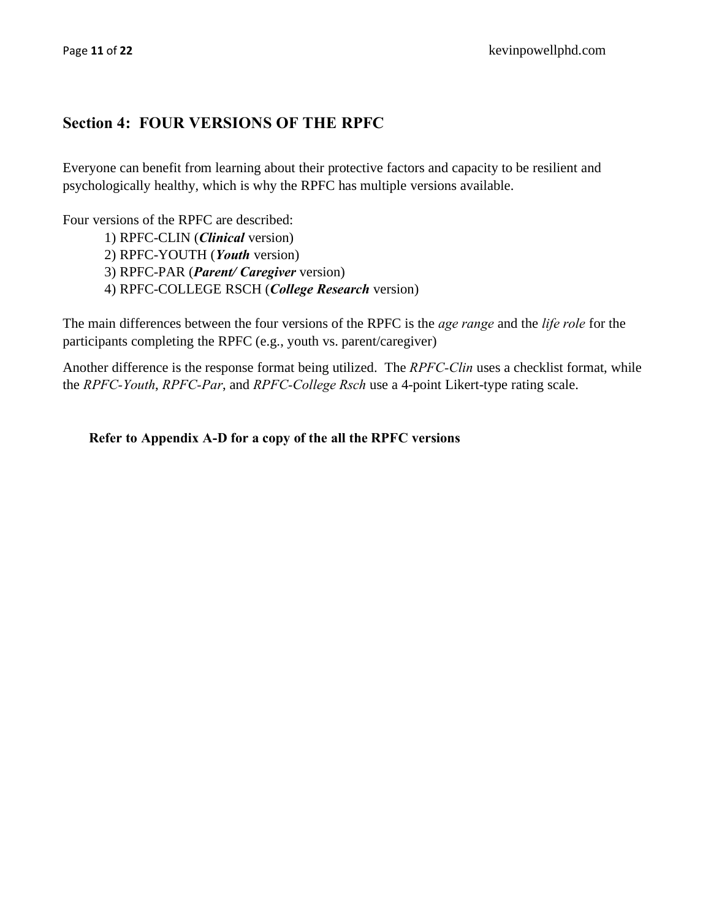## Section 4: FOUR VERSIONS OF THE RPFC

Everyone can benefit from learning about their protective factors and capacity to be resilient and psychologically healthy, which is why the RPFC has multiple versions available.

Four versions of the RPFC are described:

1) RPFC-CLIN (***Clinical*** version)
2) RPFC-YOUTH (***Youth*** version)
3) RPFC-PAR (***Parent/ Caregiver*** version)
4) RPFC-COLLEGE RSCH (***College Research*** version)

The main differences between the four versions of the RPFC is the *age range* and the *life role* for the participants completing the RPFC (e.g., youth vs. parent/caregiver)

Another difference is the response format being utilized. The *RPFC-Clin* uses a checklist format, while the *RPFC-Youth*, *RPFC-Par*, and *RPFC-College Rsch* use a 4-point Likert-type rating scale.

**Refer to Appendix A-D for a copy of the all the RPFC versions**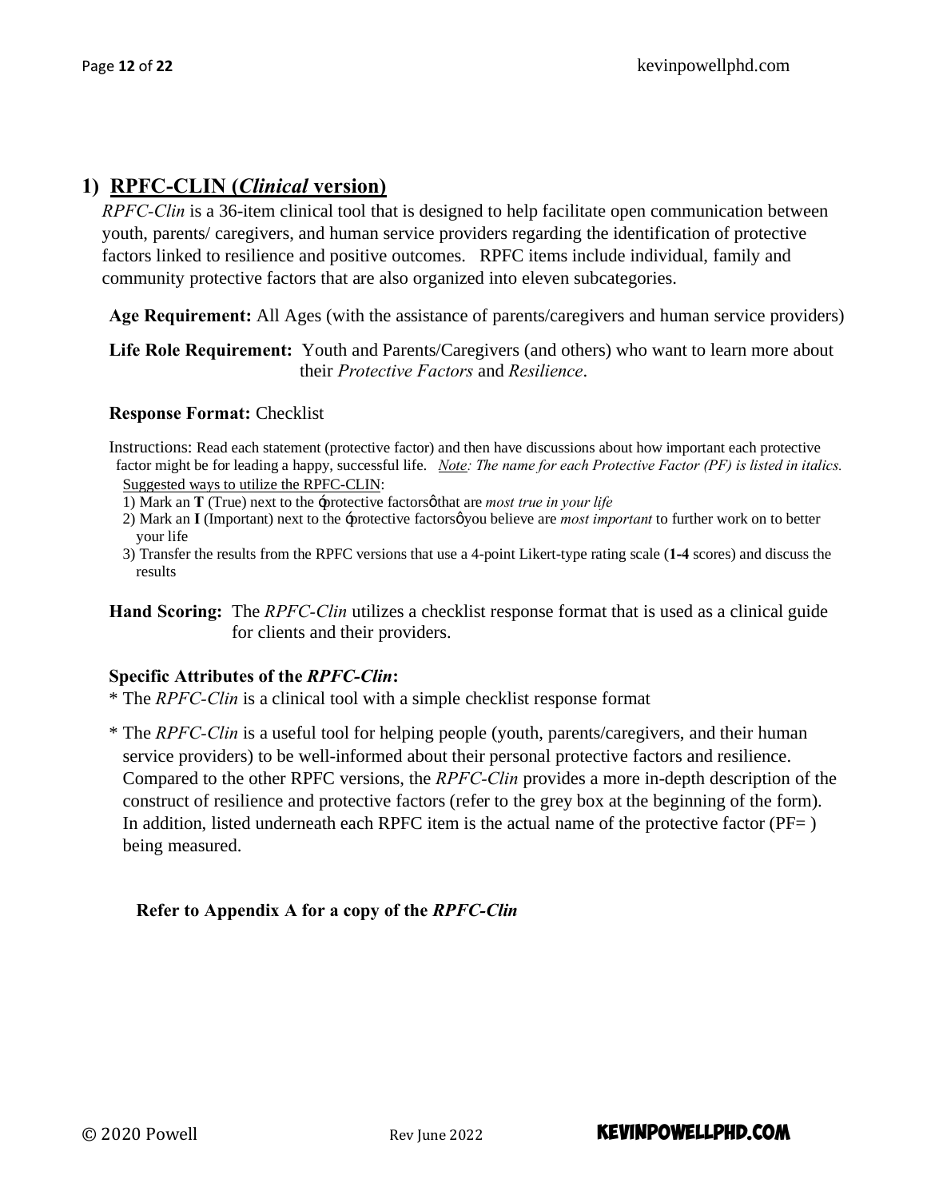## 1) RPFC-CLIN (*Clinical* version)

*RPFC-Clin* is a 36-item clinical tool that is designed to help facilitate open communication between youth, parents/ caregivers, and human service providers regarding the identification of protective factors linked to resilience and positive outcomes. RPFC items include individual, family and community protective factors that are also organized into eleven subcategories.

**Age Requirement:** All Ages (with the assistance of parents/caregivers and human service providers)

**Life Role Requirement:** Youth and Parents/Caregivers (and others) who want to learn more about their *Protective Factors* and *Resilience*.

**Response Format:** Checklist

Instructions: Read each statement (protective factor) and then have discussions about how important each protective factor might be for leading a happy, successful life. *Note: The name for each Protective Factor (PF) is listed in italics.*

Suggested ways to utilize the RPFC-CLIN:

1) Mark an **T** (True) next to the "protective factors" that are *most true in your life*
2) Mark an **I** (Important) next to the "protective factors" you believe are *most important* to further work on to better your life
3) Transfer the results from the RPFC versions that use a 4-point Likert-type rating scale (**1-4** scores) and discuss the results

**Hand Scoring:** The *RPFC-Clin* utilizes a checklist response format that is used as a clinical guide for clients and their providers.

**Specific Attributes of the *RPFC-Clin*:**

* The *RPFC-Clin* is a clinical tool with a simple checklist response format
* The *RPFC-Clin* is a useful tool for helping people (youth, parents/caregivers, and their human service providers) to be well-informed about their personal protective factors and resilience. Compared to the other RPFC versions, the *RPFC-Clin* provides a more in-depth description of the construct of resilience and protective factors (refer to the grey box at the beginning of the form). In addition, listed underneath each RPFC item is the actual name of the protective factor (PF= ) being measured.

**Refer to Appendix A for a copy of the *RPFC-Clin***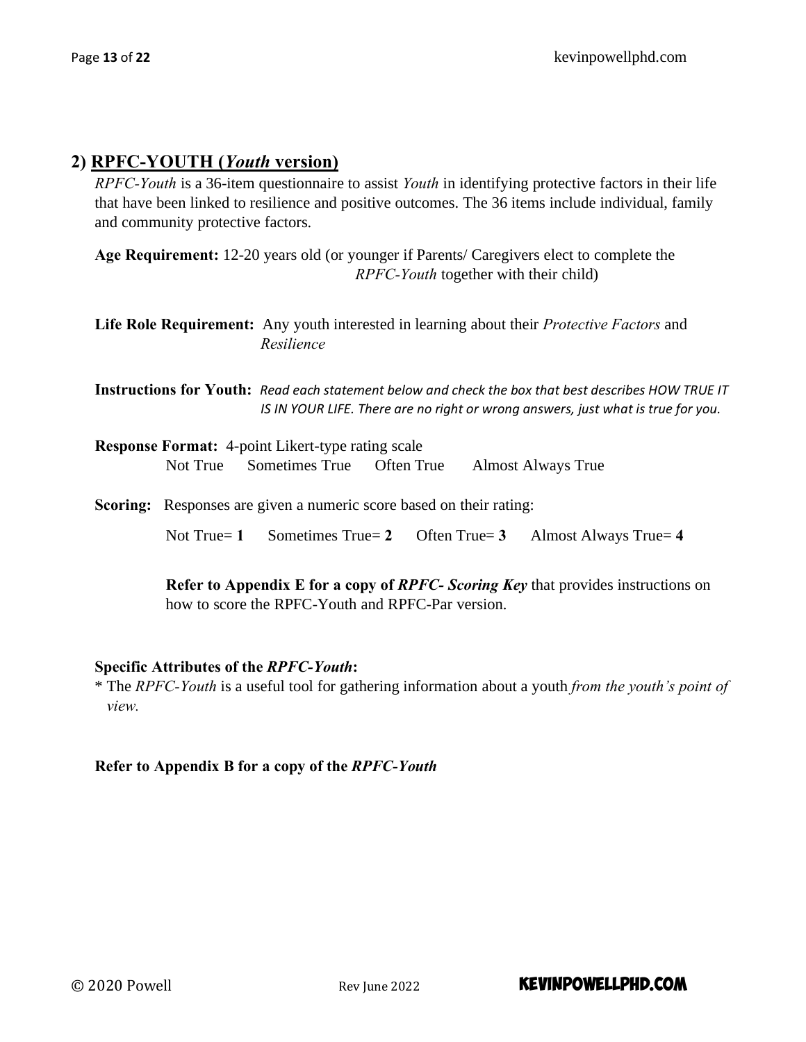## 2) RPFC-YOUTH (*Youth* version)

*RPFC-Youth* is a 36-item questionnaire to assist *Youth* in identifying protective factors in their life that have been linked to resilience and positive outcomes. The 36 items include individual, family and community protective factors.

**Age Requirement:** 12-20 years old (or younger if Parents/ Caregivers elect to complete the *RPFC-Youth* together with their child)

**Life Role Requirement:** Any youth interested in learning about their *Protective Factors* and *Resilience*

**Instructions for Youth:** *Read each statement below and check the box that best describes HOW TRUE IT IS IN YOUR LIFE. There are no right or wrong answers, just what is true for you.*

**Response Format:** 4-point Likert-type rating scale

Not True    Sometimes True    Often True    Almost Always True

**Scoring:** Responses are given a numeric score based on their rating:

Not True= **1**    Sometimes True= **2**    Often True= **3**    Almost Always True= **4**

**Refer to Appendix E for a copy of *RPFC- Scoring Key*** that provides instructions on how to score the RPFC-Youth and RPFC-Par version.

**Specific Attributes of the *RPFC-Youth*:**

* The *RPFC-Youth* is a useful tool for gathering information about a youth *from the youth's point of view.*

**Refer to Appendix B for a copy of the *RPFC-Youth***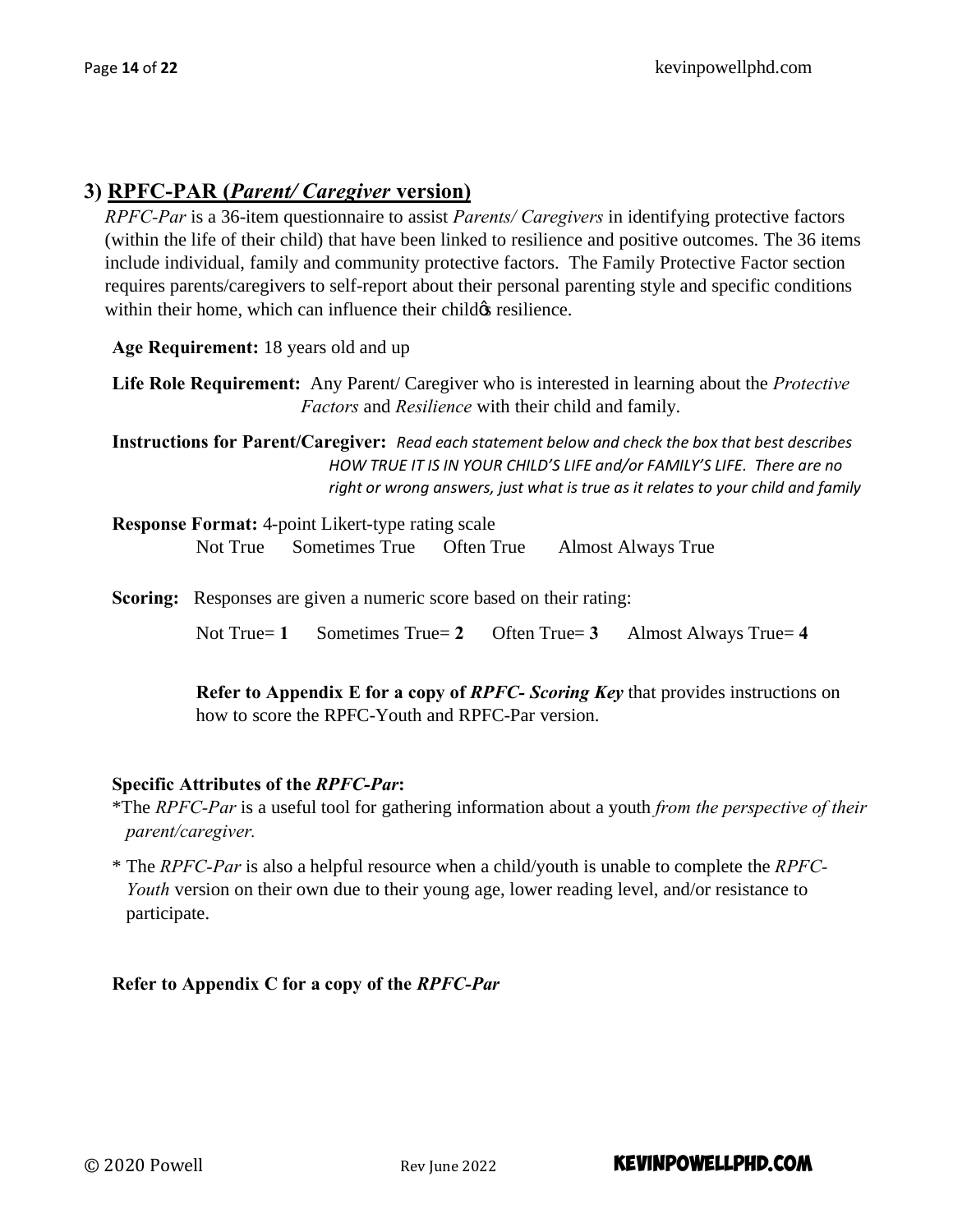## 3) RPFC-PAR (*Parent/ Caregiver* version)

*RPFC-Par* is a 36-item questionnaire to assist *Parents/ Caregivers* in identifying protective factors (within the life of their child) that have been linked to resilience and positive outcomes. The 36 items include individual, family and community protective factors. The Family Protective Factor section requires parents/caregivers to self-report about their personal parenting style and specific conditions within their home, which can influence their child's resilience.

**Age Requirement:** 18 years old and up

**Life Role Requirement:** Any Parent/ Caregiver who is interested in learning about the *Protective Factors* and *Resilience* with their child and family.

**Instructions for Parent/Caregiver:** *Read each statement below and check the box that best describes HOW TRUE IT IS IN YOUR CHILD'S LIFE and/or FAMILY'S LIFE. There are no right or wrong answers, just what is true as it relates to your child and family*

**Response Format:** 4-point Likert-type rating scale

Not True Sometimes True Often True Almost Always True

**Scoring:** Responses are given a numeric score based on their rating:

Not True= **1** Sometimes True= **2** Often True= **3** Almost Always True= **4**

**Refer to Appendix E for a copy of *RPFC- Scoring Key*** that provides instructions on how to score the RPFC-Youth and RPFC-Par version.

**Specific Attributes of the *RPFC-Par*:**

*The *RPFC-Par* is a useful tool for gathering information about a youth *from the perspective of their parent/caregiver.*

* The *RPFC-Par* is also a helpful resource when a child/youth is unable to complete the *RPFC-Youth* version on their own due to their young age, lower reading level, and/or resistance to participate.

**Refer to Appendix C for a copy of the *RPFC-Par***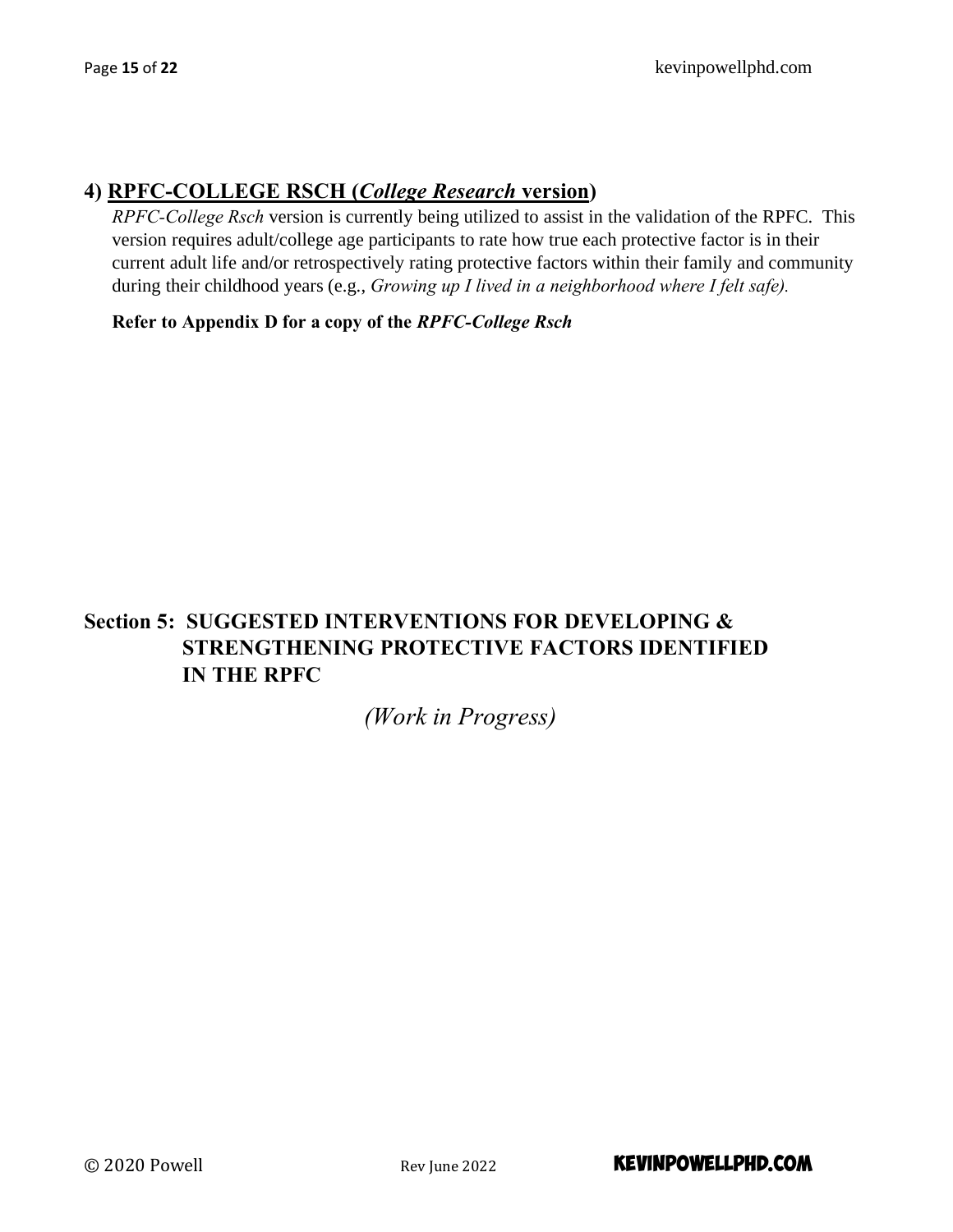### 4) RPFC-COLLEGE RSCH (*College Research* version)

*RPFC-College Rsch* version is currently being utilized to assist in the validation of the RPFC. This version requires adult/college age participants to rate how true each protective factor is in their current adult life and/or retrospectively rating protective factors within their family and community during their childhood years (e.g., *Growing up I lived in a neighborhood where I felt safe).*

**Refer to Appendix D for a copy of the *RPFC-College Rsch***

## Section 5: SUGGESTED INTERVENTIONS FOR DEVELOPING & STRENGTHENING PROTECTIVE FACTORS IDENTIFIED IN THE RPFC

*(Work in Progress)*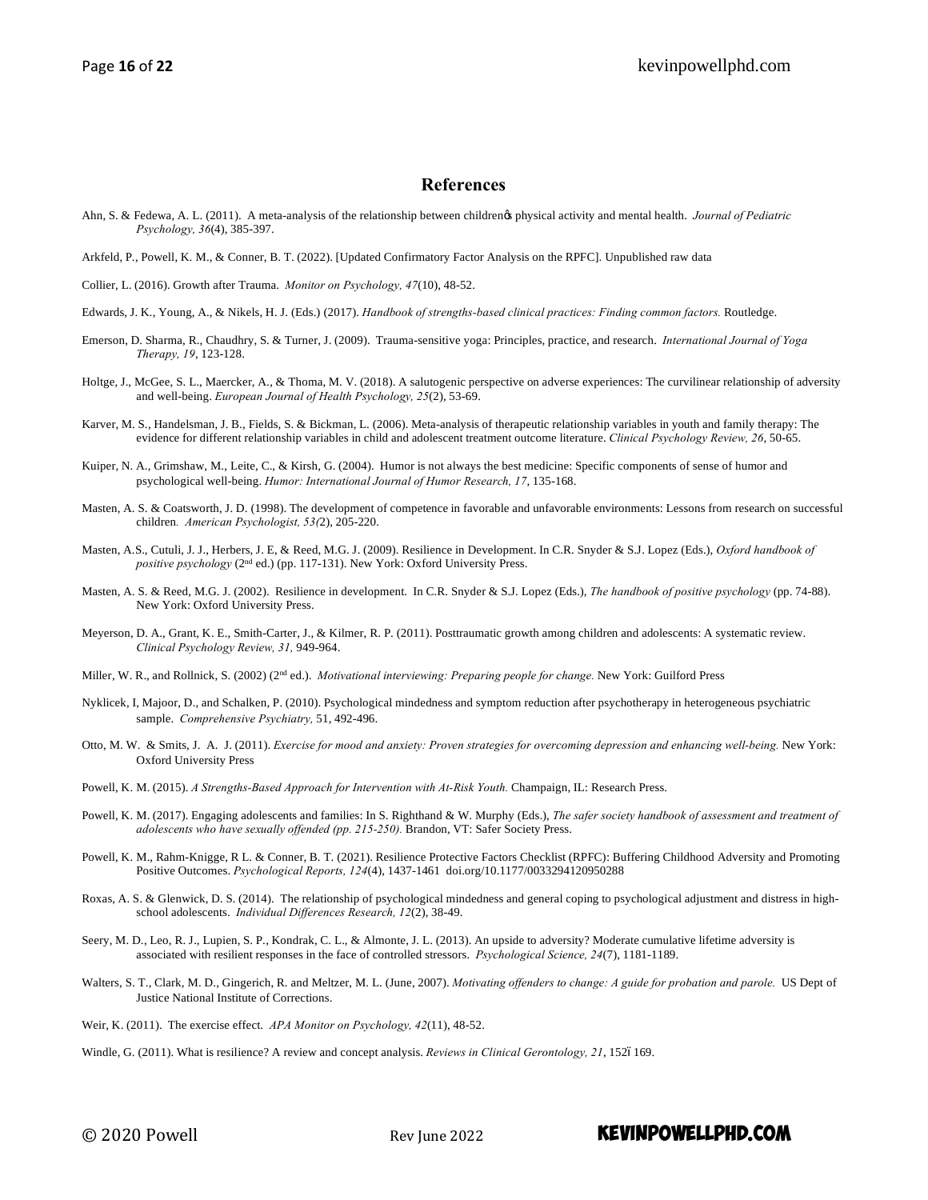# References

Ahn, S. & Fedewa, A. L. (2011). A meta-analysis of the relationship between childrenꞌs physical activity and mental health. *Journal of Pediatric Psychology, 36*(4), 385-397.

Arkfeld, P., Powell, K. M., & Conner, B. T. (2022). [Updated Confirmatory Factor Analysis on the RPFC]. Unpublished raw data

Collier, L. (2016). Growth after Trauma. *Monitor on Psychology, 47*(10), 48-52.

Edwards, J. K., Young, A., & Nikels, H. J. (Eds.) (2017). *Handbook of strengths-based clinical practices: Finding common factors.* Routledge.

Emerson, D. Sharma, R., Chaudhry, S. & Turner, J. (2009). Trauma-sensitive yoga: Principles, practice, and research. *International Journal of Yoga Therapy, 19*, 123-128.

Holtge, J., McGee, S. L., Maercker, A., & Thoma, M. V. (2018). A salutogenic perspective on adverse experiences: The curvilinear relationship of adversity and well-being. *European Journal of Health Psychology, 25*(2), 53-69.

Karver, M. S., Handelsman, J. B., Fields, S. & Bickman, L. (2006). Meta-analysis of therapeutic relationship variables in youth and family therapy: The evidence for different relationship variables in child and adolescent treatment outcome literature. *Clinical Psychology Review, 26*, 50-65.

Kuiper, N. A., Grimshaw, M., Leite, C., & Kirsh, G. (2004). Humor is not always the best medicine: Specific components of sense of humor and psychological well-being. *Humor: International Journal of Humor Research, 17*, 135-168.

Masten, A. S. & Coatsworth, J. D. (1998). The development of competence in favorable and unfavorable environments: Lessons from research on successful children. *American Psychologist, 53(*2), 205-220.

Masten, A.S., Cutuli, J. J., Herbers, J. E, & Reed, M.G. J. (2009). Resilience in Development. In C.R. Snyder & S.J. Lopez (Eds.), *Oxford handbook of positive psychology* (2nd ed.) (pp. 117-131). New York: Oxford University Press.

Masten, A. S. & Reed, M.G. J. (2002). Resilience in development. In C.R. Snyder & S.J. Lopez (Eds.), *The handbook of positive psychology* (pp. 74-88). New York: Oxford University Press.

Meyerson, D. A., Grant, K. E., Smith-Carter, J., & Kilmer, R. P. (2011). Posttraumatic growth among children and adolescents: A systematic review. *Clinical Psychology Review, 31,* 949-964.

Miller, W. R., and Rollnick, S. (2002) (2nd ed.). *Motivational interviewing: Preparing people for change.* New York: Guilford Press

Nyklicek, I, Majoor, D., and Schalken, P. (2010). Psychological mindedness and symptom reduction after psychotherapy in heterogeneous psychiatric sample. *Comprehensive Psychiatry,* 51, 492-496.

Otto, M. W. & Smits, J. A. J. (2011). *Exercise for mood and anxiety: Proven strategies for overcoming depression and enhancing well-being.* New York: Oxford University Press

Powell, K. M. (2015). *A Strengths-Based Approach for Intervention with At-Risk Youth.* Champaign, IL: Research Press.

Powell, K. M. (2017). Engaging adolescents and families: In S. Righthand & W. Murphy (Eds.), *The safer society handbook of assessment and treatment of adolescents who have sexually offended (pp. 215-250).* Brandon, VT: Safer Society Press.

Powell, K. M., Rahm-Knigge, R L. & Conner, B. T. (2021). Resilience Protective Factors Checklist (RPFC): Buffering Childhood Adversity and Promoting Positive Outcomes. *Psychological Reports, 124*(4), 1437-1461 doi.org/10.1177/0033294120950288

Roxas, A. S. & Glenwick, D. S. (2014). The relationship of psychological mindedness and general coping to psychological adjustment and distress in high-school adolescents. *Individual Differences Research, 12*(2), 38-49.

Seery, M. D., Leo, R. J., Lupien, S. P., Kondrak, C. L., & Almonte, J. L. (2013). An upside to adversity? Moderate cumulative lifetime adversity is associated with resilient responses in the face of controlled stressors. *Psychological Science, 24*(7), 1181-1189.

Walters, S. T., Clark, M. D., Gingerich, R. and Meltzer, M. L. (June, 2007). *Motivating offenders to change: A guide for probation and parole.* US Dept of Justice National Institute of Corrections.

Weir, K. (2011). The exercise effect. *APA Monitor on Psychology, 42*(11), 48-52.

Windle, G. (2011). What is resilience? A review and concept analysis. *Reviews in Clinical Gerontology, 21*, 152ï169.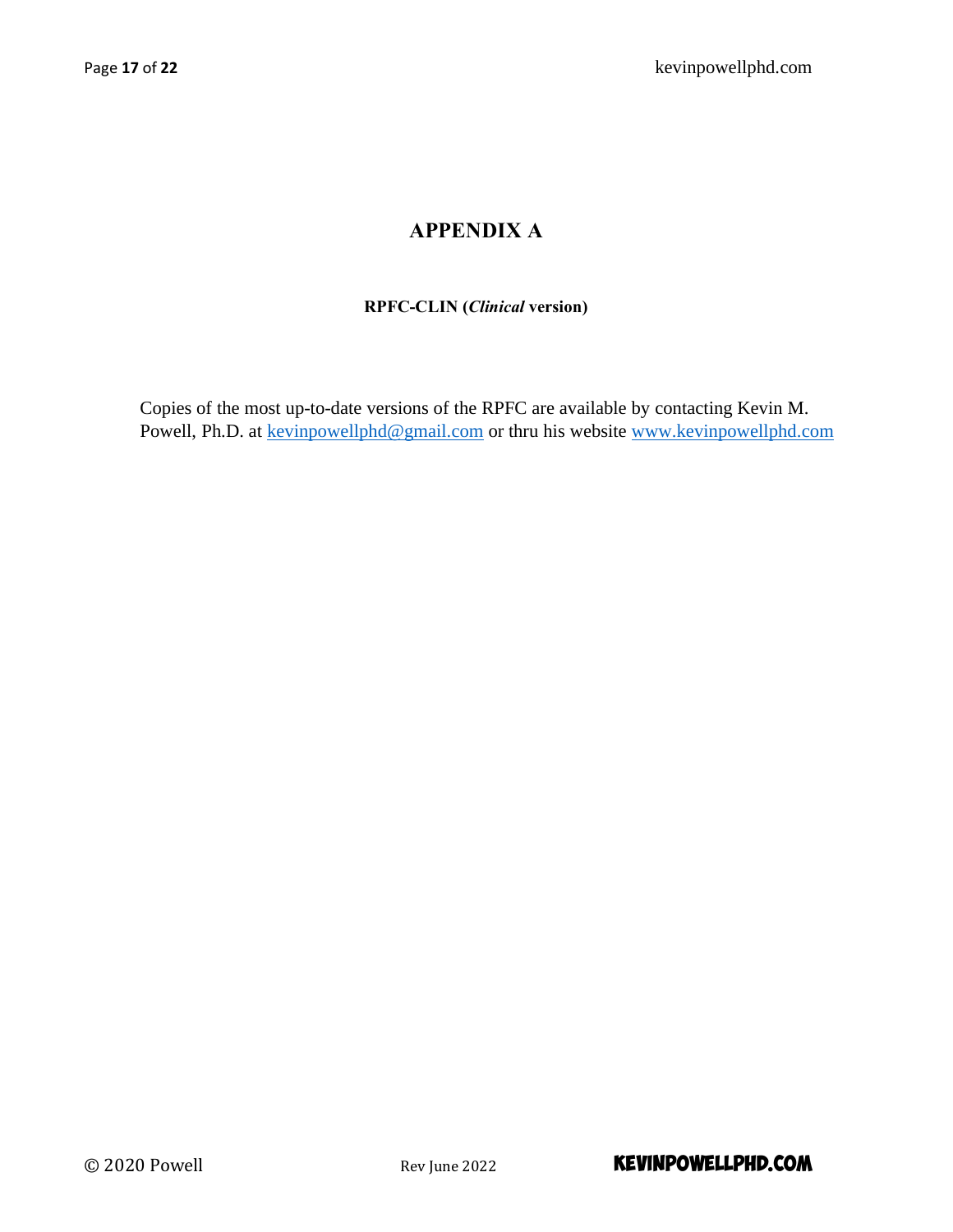# APPENDIX A

**RPFC-CLIN (*Clinical* version)**

Copies of the most up-to-date versions of the RPFC are available by contacting Kevin M. Powell, Ph.D. at kevinpowellphd@gmail.com or thru his website www.kevinpowellphd.com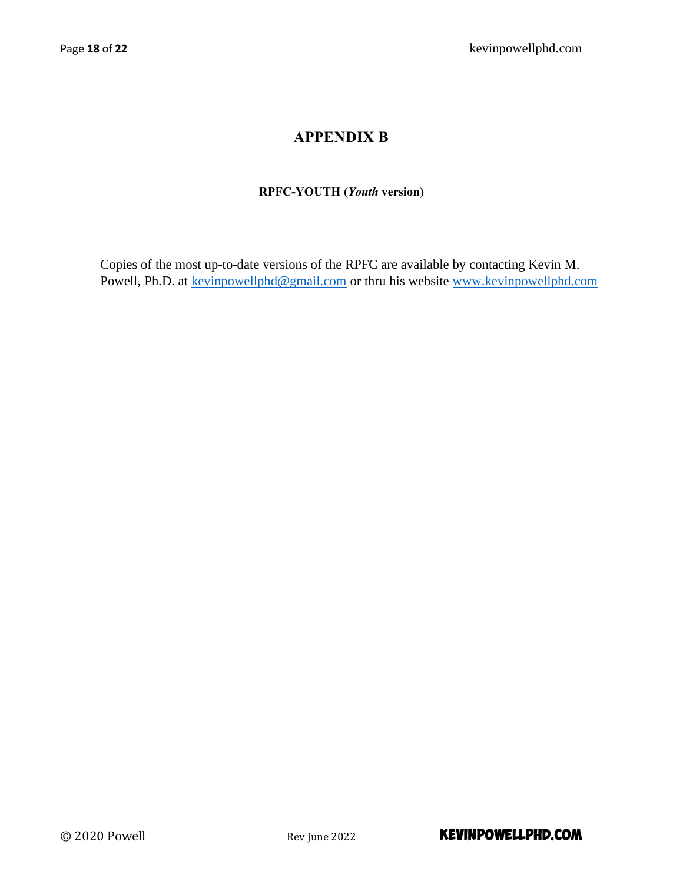# APPENDIX B

**RPFC-YOUTH (*Youth* version)**

Copies of the most up-to-date versions of the RPFC are available by contacting Kevin M. Powell, Ph.D. at kevinpowellphd@gmail.com or thru his website www.kevinpowellphd.com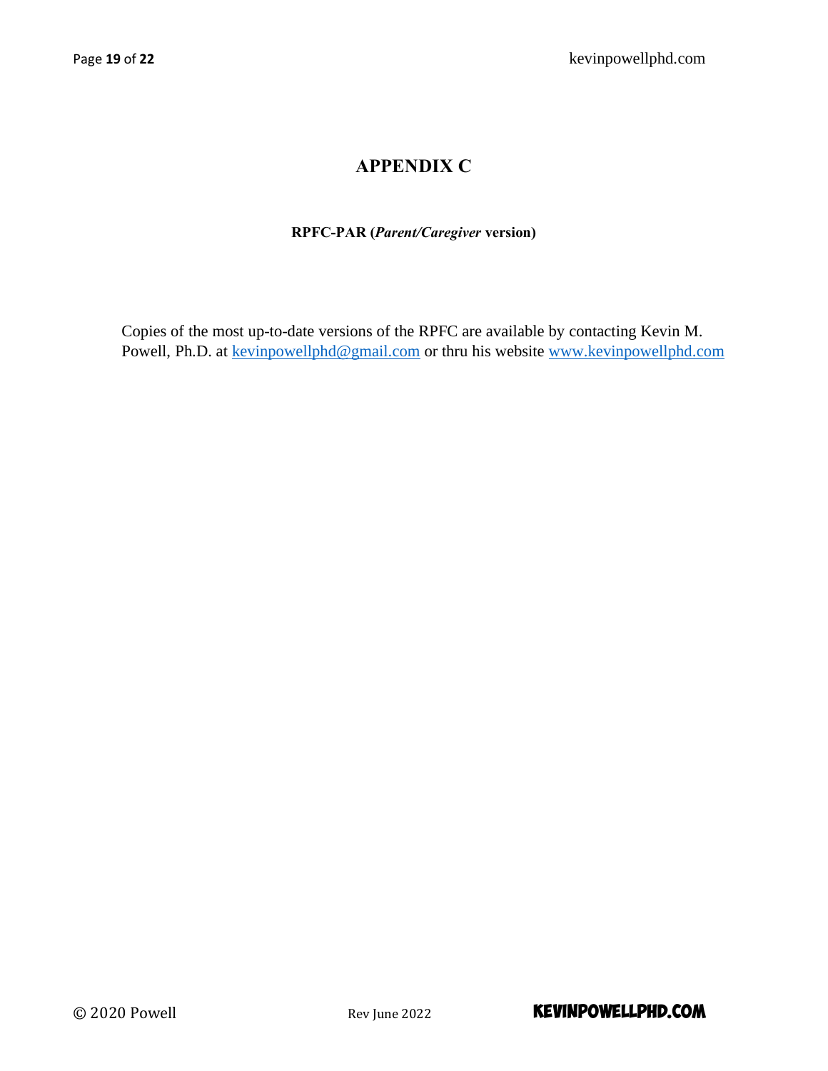# APPENDIX C

**RPFC-PAR (*Parent/Caregiver* version)**

Copies of the most up-to-date versions of the RPFC are available by contacting Kevin M. Powell, Ph.D. at kevinpowellphd@gmail.com or thru his website www.kevinpowellphd.com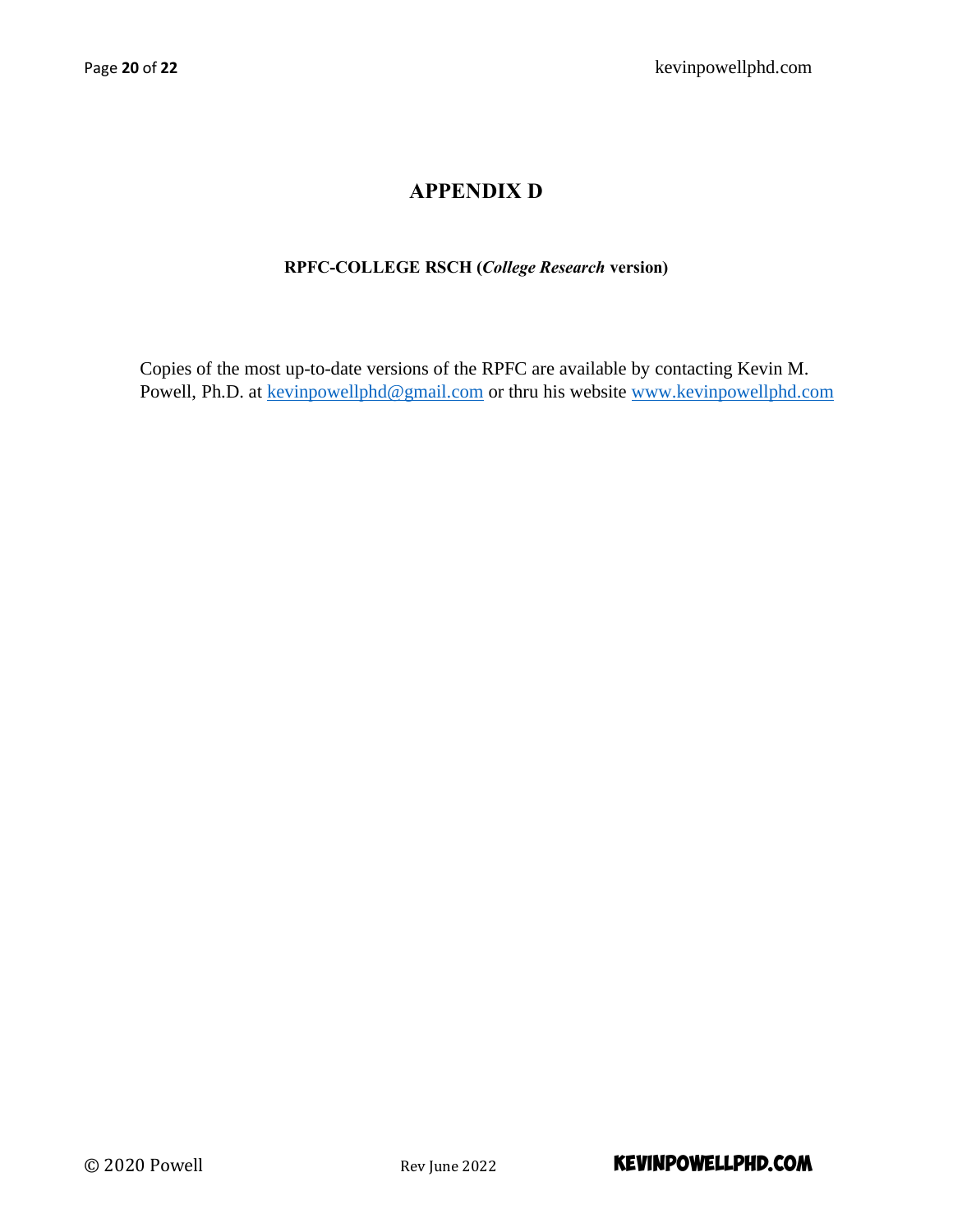# APPENDIX D

**RPFC-COLLEGE RSCH (*College Research* version)**

Copies of the most up-to-date versions of the RPFC are available by contacting Kevin M. Powell, Ph.D. at kevinpowellphd@gmail.com or thru his website www.kevinpowellphd.com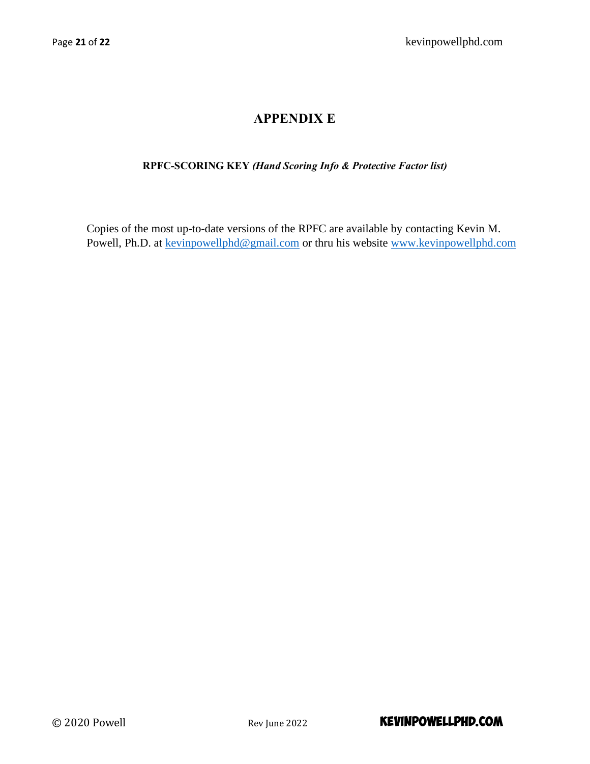# APPENDIX E

**RPFC-SCORING KEY** ***(Hand Scoring Info & Protective Factor list)***

Copies of the most up-to-date versions of the RPFC are available by contacting Kevin M. Powell, Ph.D. at [kevinpowellphd@gmail.com](mailto:kevinpowellphd@gmail.com) or thru his website [www.kevinpowellphd.com](http://www.kevinpowellphd.com)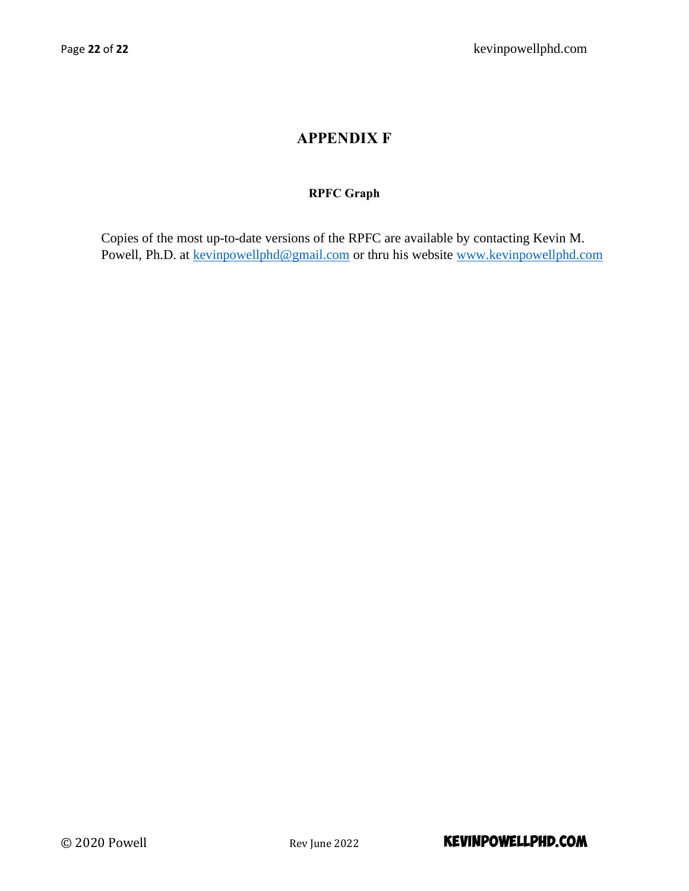# APPENDIX F

## RPFC Graph

Copies of the most up-to-date versions of the RPFC are available by contacting Kevin M. Powell, Ph.D. at kevinpowellphd@gmail.com or thru his website www.kevinpowellphd.com